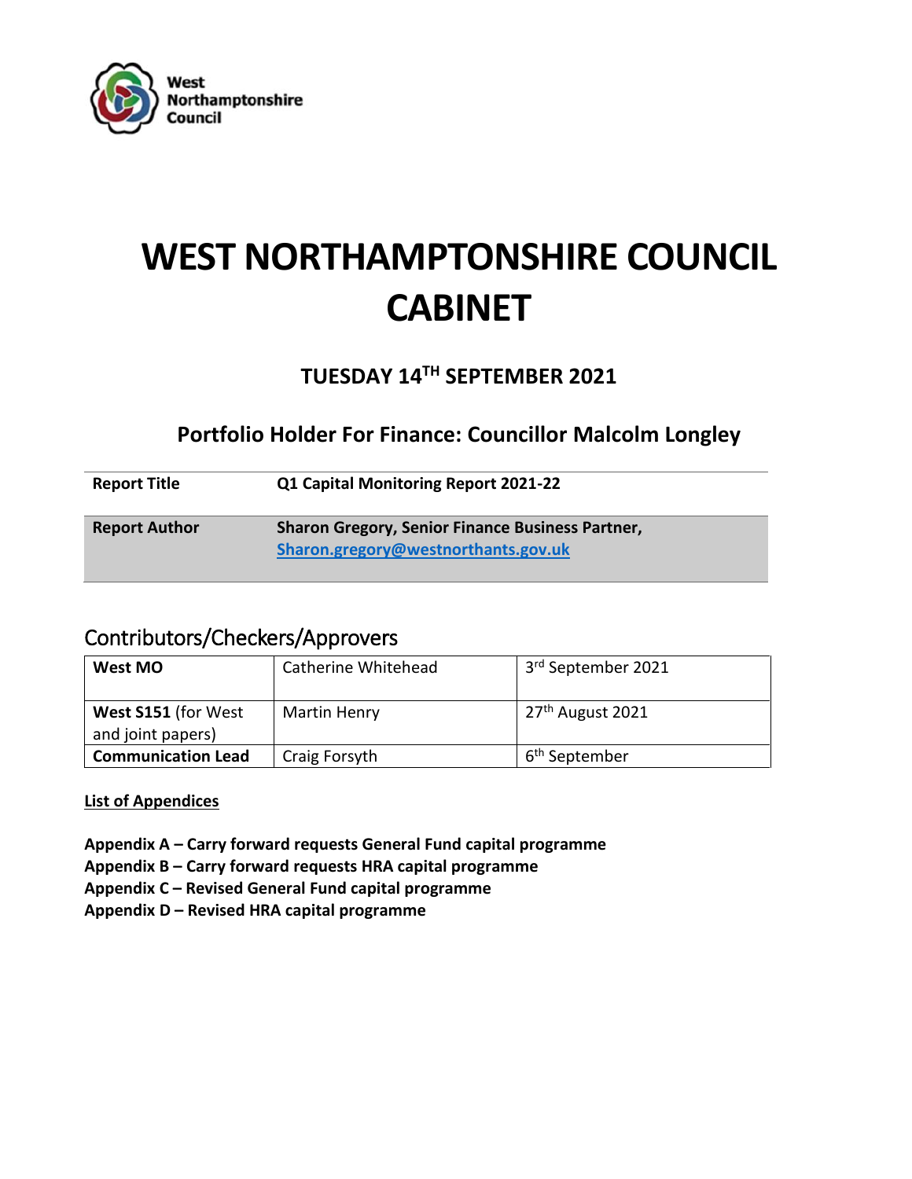West Northamptonshire Council

# WEST NORTHAMPTONSHIRE COUNCIL CABINET

### TUESDAY 14TH SEPTEMBER 2021

### Portfolio Holder For Finance: Councillor Malcolm Longley

| | |
|---|---|
| **Report Title** | **Q1 Capital Monitoring Report 2021-22** |
| **Report Author** | **Sharon Gregory, Senior Finance Business Partner, [Sharon.gregory@westnorthants.gov.uk](mailto:Sharon.gregory@westnorthants.gov.uk)** |

## Contributors/Checkers/Approvers

| | | |
|---|---|---|
| **West MO** | Catherine Whitehead | 3rd September 2021 |
| **West S151** (for West and joint papers) | Martin Henry | 27th August 2021 |
| **Communication Lead** | Craig Forsyth | 6th September |

**List of Appendices**

**Appendix A – Carry forward requests General Fund capital programme**
**Appendix B – Carry forward requests HRA capital programme**
**Appendix C – Revised General Fund capital programme**
**Appendix D – Revised HRA capital programme**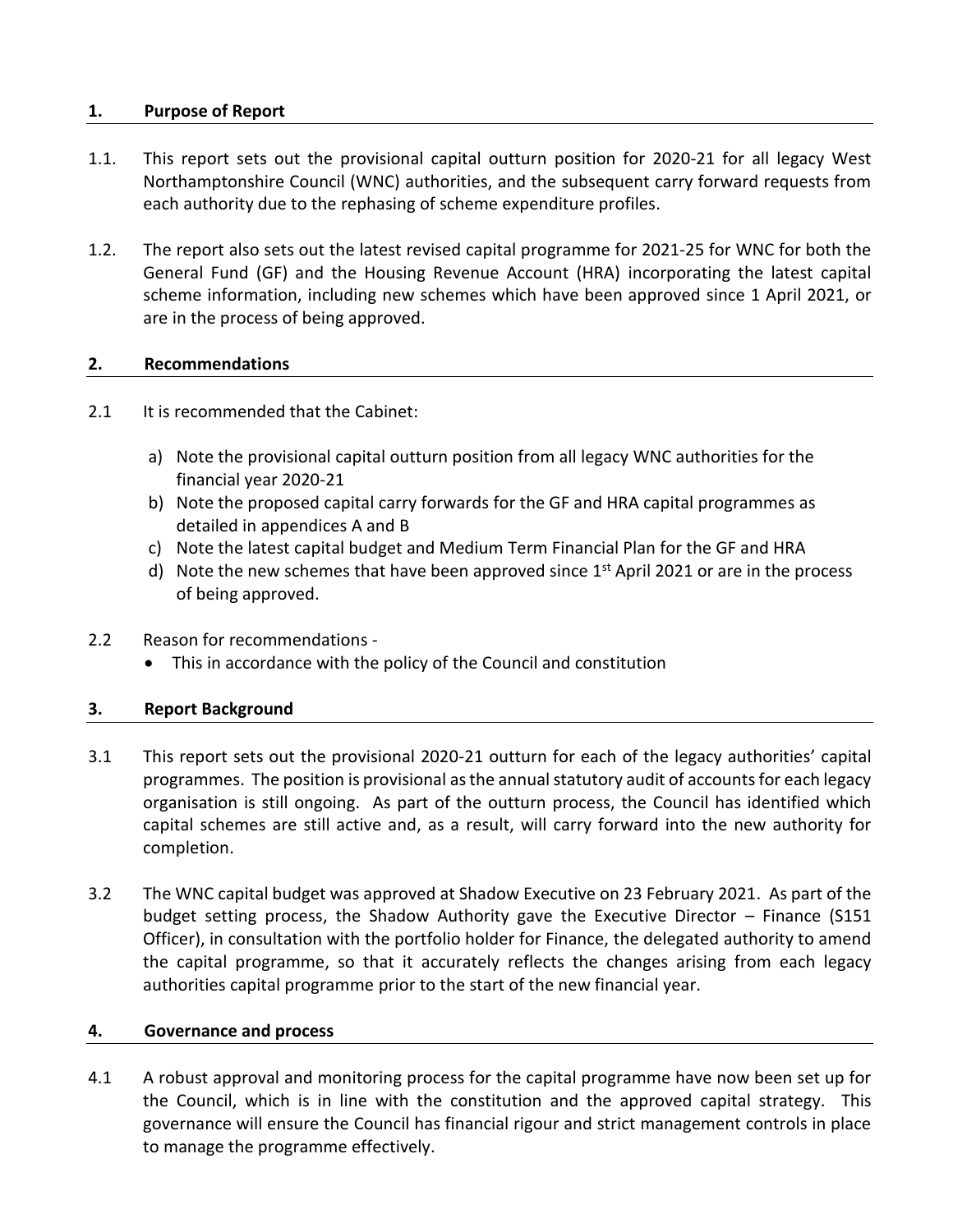## 1. Purpose of Report

1.1. This report sets out the provisional capital outturn position for 2020-21 for all legacy West Northamptonshire Council (WNC) authorities, and the subsequent carry forward requests from each authority due to the rephasing of scheme expenditure profiles.

1.2. The report also sets out the latest revised capital programme for 2021-25 for WNC for both the General Fund (GF) and the Housing Revenue Account (HRA) incorporating the latest capital scheme information, including new schemes which have been approved since 1 April 2021, or are in the process of being approved.

## 2. Recommendations

2.1 It is recommended that the Cabinet:

a) Note the provisional capital outturn position from all legacy WNC authorities for the financial year 2020-21
b) Note the proposed capital carry forwards for the GF and HRA capital programmes as detailed in appendices A and B
c) Note the latest capital budget and Medium Term Financial Plan for the GF and HRA
d) Note the new schemes that have been approved since 1st April 2021 or are in the process of being approved.

2.2 Reason for recommendations -

- This in accordance with the policy of the Council and constitution

## 3. Report Background

3.1 This report sets out the provisional 2020-21 outturn for each of the legacy authorities' capital programmes. The position is provisional as the annual statutory audit of accounts for each legacy organisation is still ongoing. As part of the outturn process, the Council has identified which capital schemes are still active and, as a result, will carry forward into the new authority for completion.

3.2 The WNC capital budget was approved at Shadow Executive on 23 February 2021. As part of the budget setting process, the Shadow Authority gave the Executive Director – Finance (S151 Officer), in consultation with the portfolio holder for Finance, the delegated authority to amend the capital programme, so that it accurately reflects the changes arising from each legacy authorities capital programme prior to the start of the new financial year.

## 4. Governance and process

4.1 A robust approval and monitoring process for the capital programme have now been set up for the Council, which is in line with the constitution and the approved capital strategy. This governance will ensure the Council has financial rigour and strict management controls in place to manage the programme effectively.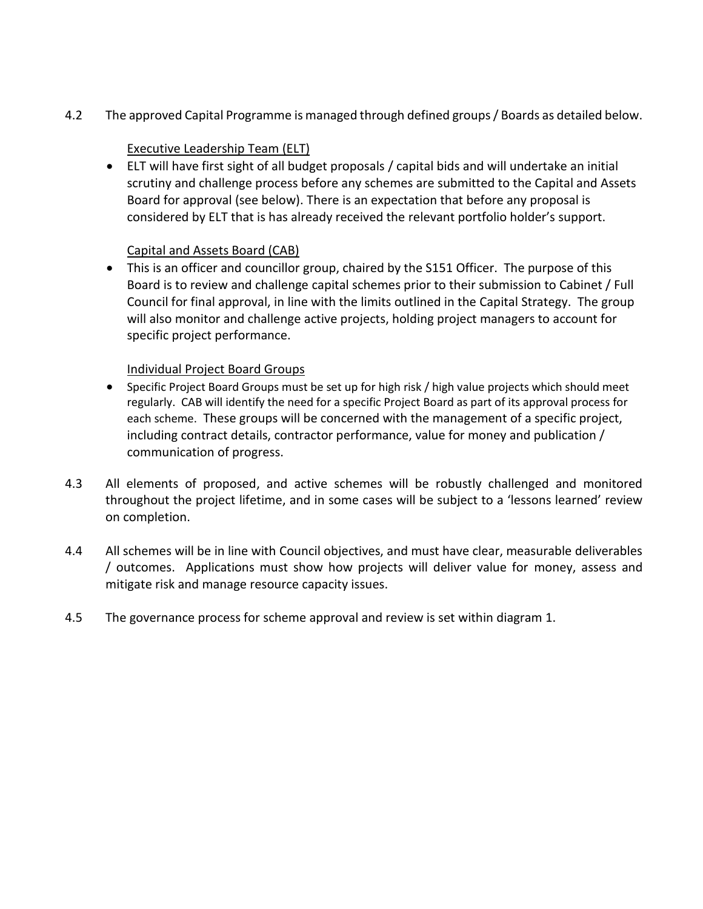4.2 The approved Capital Programme is managed through defined groups / Boards as detailed below.

<u>Executive Leadership Team (ELT)</u>

- ELT will have first sight of all budget proposals / capital bids and will undertake an initial scrutiny and challenge process before any schemes are submitted to the Capital and Assets Board for approval (see below). There is an expectation that before any proposal is considered by ELT that is has already received the relevant portfolio holder's support.

<u>Capital and Assets Board (CAB)</u>

- This is an officer and councillor group, chaired by the S151 Officer. The purpose of this Board is to review and challenge capital schemes prior to their submission to Cabinet / Full Council for final approval, in line with the limits outlined in the Capital Strategy. The group will also monitor and challenge active projects, holding project managers to account for specific project performance.

<u>Individual Project Board Groups</u>

- Specific Project Board Groups must be set up for high risk / high value projects which should meet regularly. CAB will identify the need for a specific Project Board as part of its approval process for each scheme. These groups will be concerned with the management of a specific project, including contract details, contractor performance, value for money and publication / communication of progress.

4.3 All elements of proposed, and active schemes will be robustly challenged and monitored throughout the project lifetime, and in some cases will be subject to a 'lessons learned' review on completion.

4.4 All schemes will be in line with Council objectives, and must have clear, measurable deliverables / outcomes. Applications must show how projects will deliver value for money, assess and mitigate risk and manage resource capacity issues.

4.5 The governance process for scheme approval and review is set within diagram 1.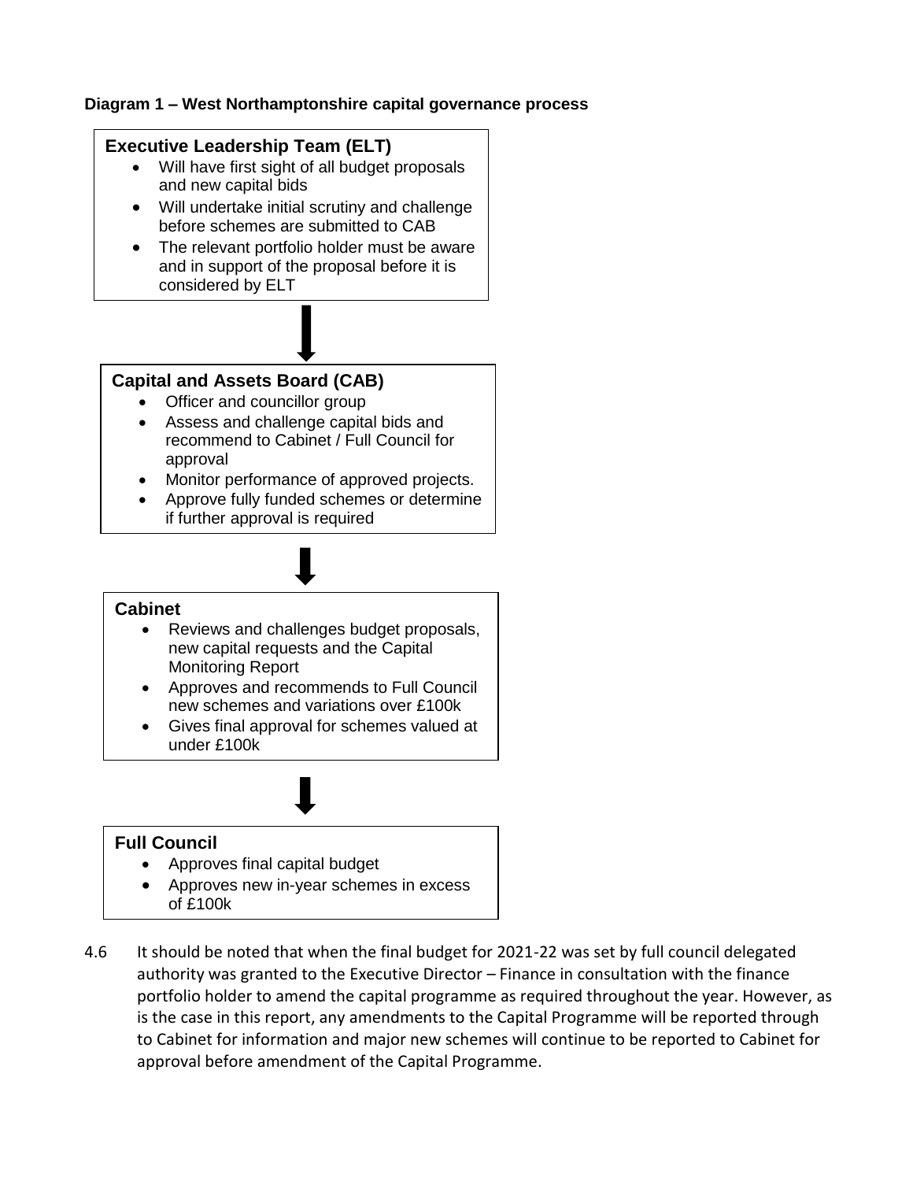**Diagram 1 – West Northamptonshire capital governance process**

**Executive Leadership Team (ELT)**

- Will have first sight of all budget proposals and new capital bids
- Will undertake initial scrutiny and challenge before schemes are submitted to CAB
- The relevant portfolio holder must be aware and in support of the proposal before it is considered by ELT

↓

**Capital and Assets Board (CAB)**

- Officer and councillor group
- Assess and challenge capital bids and recommend to Cabinet / Full Council for approval
- Monitor performance of approved projects.
- Approve fully funded schemes or determine if further approval is required

↓

**Cabinet**

- Reviews and challenges budget proposals, new capital requests and the Capital Monitoring Report
- Approves and recommends to Full Council new schemes and variations over £100k
- Gives final approval for schemes valued at under £100k

↓

**Full Council**

- Approves final capital budget
- Approves new in-year schemes in excess of £100k

4.6 It should be noted that when the final budget for 2021-22 was set by full council delegated authority was granted to the Executive Director – Finance in consultation with the finance portfolio holder to amend the capital programme as required throughout the year. However, as is the case in this report, any amendments to the Capital Programme will be reported through to Cabinet for information and major new schemes will continue to be reported to Cabinet for approval before amendment of the Capital Programme.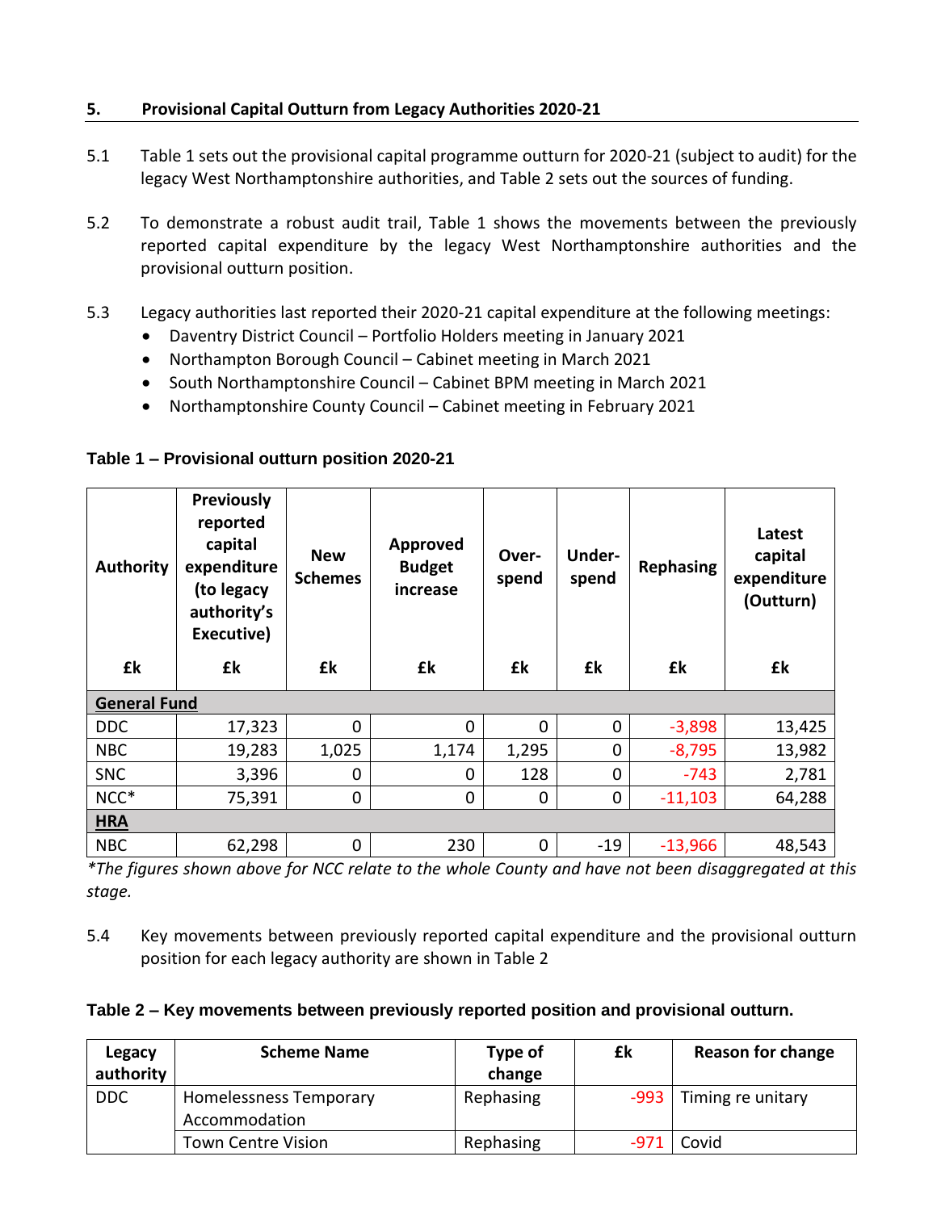## 5. Provisional Capital Outturn from Legacy Authorities 2020-21

5.1 Table 1 sets out the provisional capital programme outturn for 2020-21 (subject to audit) for the legacy West Northamptonshire authorities, and Table 2 sets out the sources of funding.

5.2 To demonstrate a robust audit trail, Table 1 shows the movements between the previously reported capital expenditure by the legacy West Northamptonshire authorities and the provisional outturn position.

5.3 Legacy authorities last reported their 2020-21 capital expenditure at the following meetings:

- Daventry District Council – Portfolio Holders meeting in January 2021
- Northampton Borough Council – Cabinet meeting in March 2021
- South Northamptonshire Council – Cabinet BPM meeting in March 2021
- Northamptonshire County Council – Cabinet meeting in February 2021

**Table 1 – Provisional outturn position 2020-21**

| Authority | Previously reported capital expenditure (to legacy authority's Executive) | New Schemes | Approved Budget increase | Over-spend | Under-spend | Rephasing | Latest capital expenditure (Outturn) |
|---|---|---|---|---|---|---|---|
| £k | £k | £k | £k | £k | £k | £k | £k |
| **General Fund** | | | | | | | |
| DDC | 17,323 | 0 | 0 | 0 | 0 | -3,898 | 13,425 |
| NBC | 19,283 | 1,025 | 1,174 | 1,295 | 0 | -8,795 | 13,982 |
| SNC | 3,396 | 0 | 0 | 128 | 0 | -743 | 2,781 |
| NCC* | 75,391 | 0 | 0 | 0 | 0 | -11,103 | 64,288 |
| **HRA** | | | | | | | |
| NBC | 62,298 | 0 | 230 | 0 | -19 | -13,966 | 48,543 |

*\*The figures shown above for NCC relate to the whole County and have not been disaggregated at this stage.*

5.4 Key movements between previously reported capital expenditure and the provisional outturn position for each legacy authority are shown in Table 2

**Table 2 – Key movements between previously reported position and provisional outturn.**

| Legacy authority | Scheme Name | Type of change | £k | Reason for change |
|---|---|---|---|---|
| DDC | Homelessness Temporary Accommodation | Rephasing | -993 | Timing re unitary |
| | Town Centre Vision | Rephasing | -971 | Covid |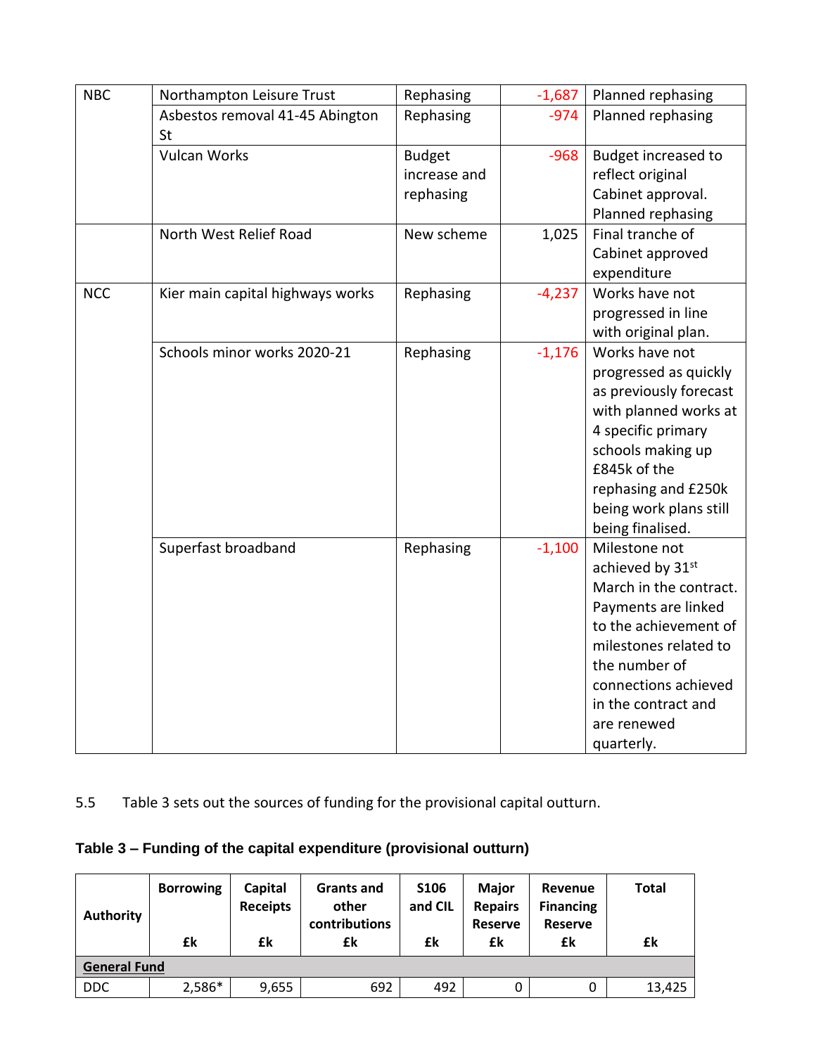| | | | | |
|---|---|---|---|---|
| NBC | Northampton Leisure Trust | Rephasing | -1,687 | Planned rephasing |
| | Asbestos removal 41-45 Abington St | Rephasing | -974 | Planned rephasing |
| | Vulcan Works | Budget increase and rephasing | -968 | Budget increased to reflect original Cabinet approval. Planned rephasing |
| | North West Relief Road | New scheme | 1,025 | Final tranche of Cabinet approved expenditure |
| NCC | Kier main capital highways works | Rephasing | -4,237 | Works have not progressed in line with original plan. |
| | Schools minor works 2020-21 | Rephasing | -1,176 | Works have not progressed as quickly as previously forecast with planned works at 4 specific primary schools making up £845k of the rephasing and £250k being work plans still being finalised. |
| | Superfast broadband | Rephasing | -1,100 | Milestone not achieved by 31st March in the contract. Payments are linked to the achievement of milestones related to the number of connections achieved in the contract and are renewed quarterly. |

5.5 Table 3 sets out the sources of funding for the provisional capital outturn.

**Table 3 – Funding of the capital expenditure (provisional outturn)**

| Authority | Borrowing £k | Capital Receipts £k | Grants and other contributions £k | S106 and CIL £k | Major Repairs Reserve £k | Revenue Financing Reserve £k | Total £k |
|---|---|---|---|---|---|---|---|
| **General Fund** | | | | | | | |
| DDC | 2,586* | 9,655 | 692 | 492 | 0 | 0 | 13,425 |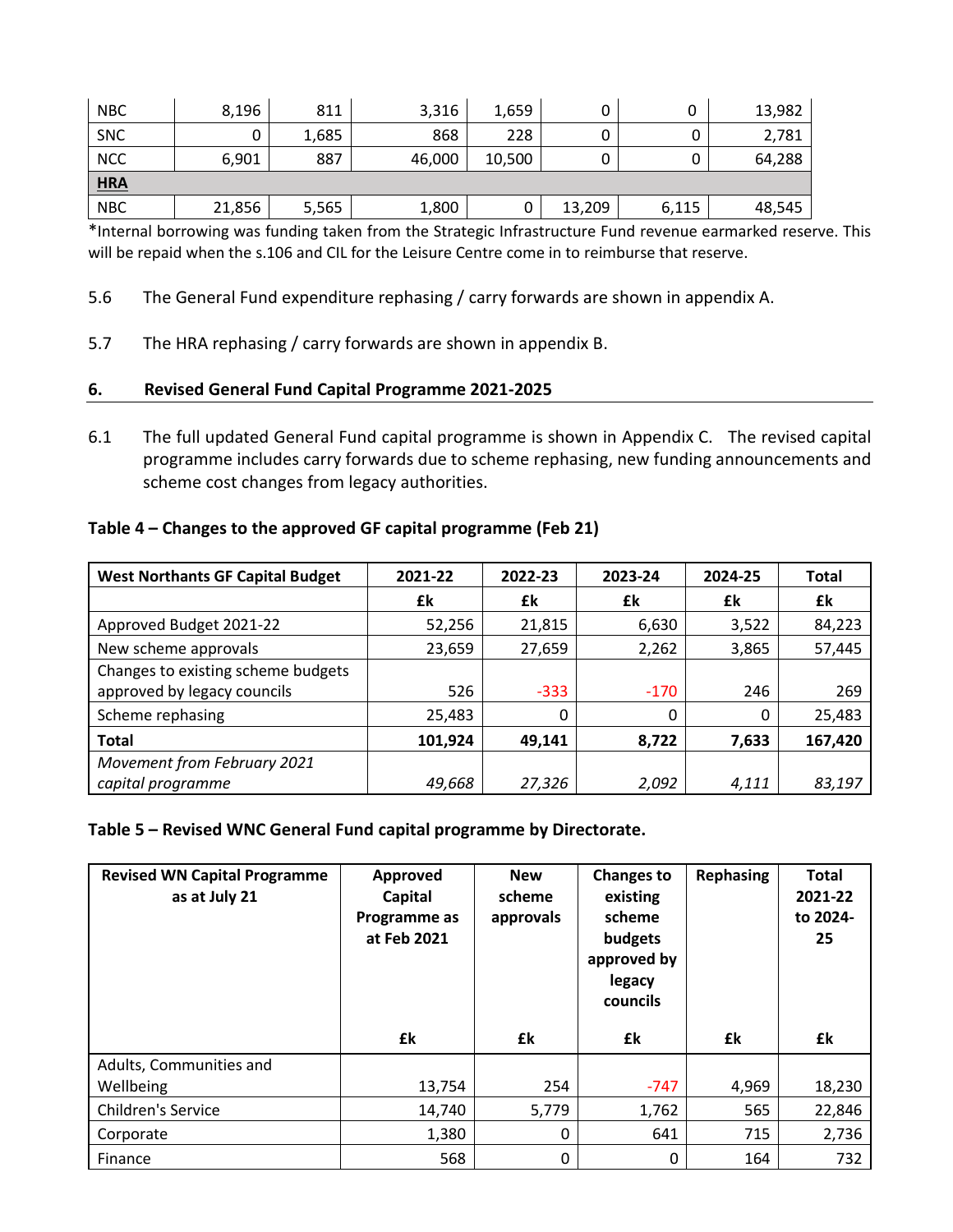| | | | | | | | |
|---|---|---|---|---|---|---|---|
| NBC | 8,196 | 811 | 3,316 | 1,659 | 0 | 0 | 13,982 |
| SNC | 0 | 1,685 | 868 | 228 | 0 | 0 | 2,781 |
| NCC | 6,901 | 887 | 46,000 | 10,500 | 0 | 0 | 64,288 |
| **HRA** | | | | | | | |
| NBC | 21,856 | 5,565 | 1,800 | 0 | 13,209 | 6,115 | 48,545 |

*Internal borrowing was funding taken from the Strategic Infrastructure Fund revenue earmarked reserve. This will be repaid when the s.106 and CIL for the Leisure Centre come in to reimburse that reserve.

5.6 The General Fund expenditure rephasing / carry forwards are shown in appendix A.

5.7 The HRA rephasing / carry forwards are shown in appendix B.

## 6. Revised General Fund Capital Programme 2021-2025

6.1 The full updated General Fund capital programme is shown in Appendix C. The revised capital programme includes carry forwards due to scheme rephasing, new funding announcements and scheme cost changes from legacy authorities.

**Table 4 – Changes to the approved GF capital programme (Feb 21)**

| West Northants GF Capital Budget | 2021-22 | 2022-23 | 2023-24 | 2024-25 | Total |
|---|---|---|---|---|---|
| | £k | £k | £k | £k | £k |
| Approved Budget 2021-22 | 52,256 | 21,815 | 6,630 | 3,522 | 84,223 |
| New scheme approvals | 23,659 | 27,659 | 2,262 | 3,865 | 57,445 |
| Changes to existing scheme budgets approved by legacy councils | 526 | -333 | -170 | 246 | 269 |
| Scheme rephasing | 25,483 | 0 | 0 | 0 | 25,483 |
| **Total** | **101,924** | **49,141** | **8,722** | **7,633** | **167,420** |
| *Movement from February 2021 capital programme* | *49,668* | *27,326* | *2,092* | *4,111* | *83,197* |

**Table 5 – Revised WNC General Fund capital programme by Directorate.**

| Revised WN Capital Programme as at July 21 | Approved Capital Programme as at Feb 2021 | New scheme approvals | Changes to existing scheme budgets approved by legacy councils | Rephasing | Total 2021-22 to 2024-25 |
|---|---|---|---|---|---|
| | £k | £k | £k | £k | £k |
| Adults, Communities and Wellbeing | 13,754 | 254 | -747 | 4,969 | 18,230 |
| Children's Service | 14,740 | 5,779 | 1,762 | 565 | 22,846 |
| Corporate | 1,380 | 0 | 641 | 715 | 2,736 |
| Finance | 568 | 0 | 0 | 164 | 732 |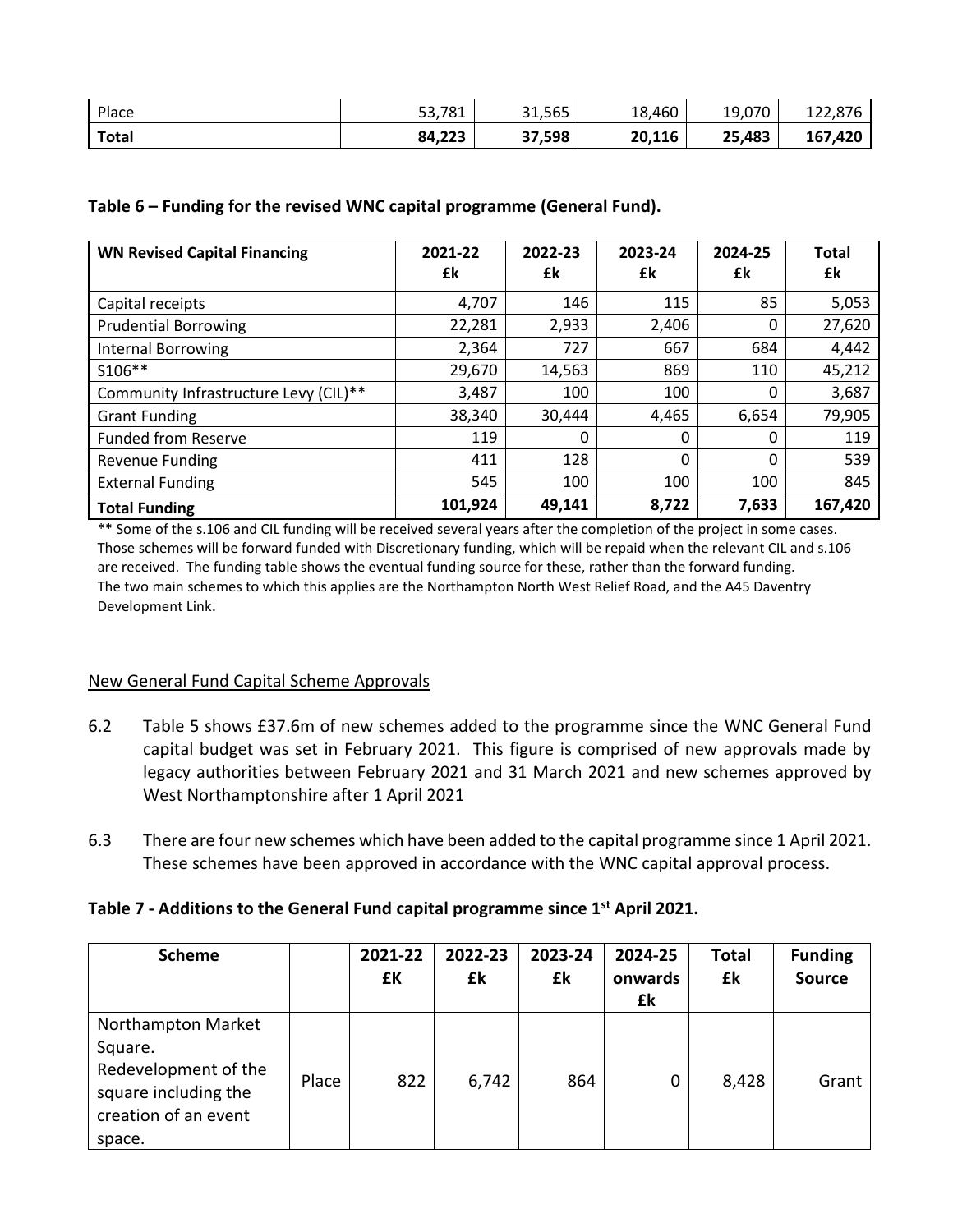| Place | 53,781 | 31,565 | 18,460 | 19,070 | 122,876 |
|---|---|---|---|---|---|
| **Total** | **84,223** | **37,598** | **20,116** | **25,483** | **167,420** |

**Table 6 – Funding for the revised WNC capital programme (General Fund).**

| WN Revised Capital Financing | 2021-22 £k | 2022-23 £k | 2023-24 £k | 2024-25 £k | Total £k |
|---|---|---|---|---|---|
| Capital receipts | 4,707 | 146 | 115 | 85 | 5,053 |
| Prudential Borrowing | 22,281 | 2,933 | 2,406 | 0 | 27,620 |
| Internal Borrowing | 2,364 | 727 | 667 | 684 | 4,442 |
| S106** | 29,670 | 14,563 | 869 | 110 | 45,212 |
| Community Infrastructure Levy (CIL)** | 3,487 | 100 | 100 | 0 | 3,687 |
| Grant Funding | 38,340 | 30,444 | 4,465 | 6,654 | 79,905 |
| Funded from Reserve | 119 | 0 | 0 | 0 | 119 |
| Revenue Funding | 411 | 128 | 0 | 0 | 539 |
| External Funding | 545 | 100 | 100 | 100 | 845 |
| **Total Funding** | **101,924** | **49,141** | **8,722** | **7,633** | **167,420** |

** Some of the s.106 and CIL funding will be received several years after the completion of the project in some cases. Those schemes will be forward funded with Discretionary funding, which will be repaid when the relevant CIL and s.106 are received. The funding table shows the eventual funding source for these, rather than the forward funding. The two main schemes to which this applies are the Northampton North West Relief Road, and the A45 Daventry Development Link.

New General Fund Capital Scheme Approvals

6.2 Table 5 shows £37.6m of new schemes added to the programme since the WNC General Fund capital budget was set in February 2021. This figure is comprised of new approvals made by legacy authorities between February 2021 and 31 March 2021 and new schemes approved by West Northamptonshire after 1 April 2021

6.3 There are four new schemes which have been added to the capital programme since 1 April 2021. These schemes have been approved in accordance with the WNC capital approval process.

**Table 7 - Additions to the General Fund capital programme since 1st April 2021.**

| Scheme | | 2021-22 £K | 2022-23 £k | 2023-24 £k | 2024-25 onwards £k | Total £k | Funding Source |
|---|---|---|---|---|---|---|---|
| Northampton Market Square. Redevelopment of the square including the creation of an event space. | Place | 822 | 6,742 | 864 | 0 | 8,428 | Grant |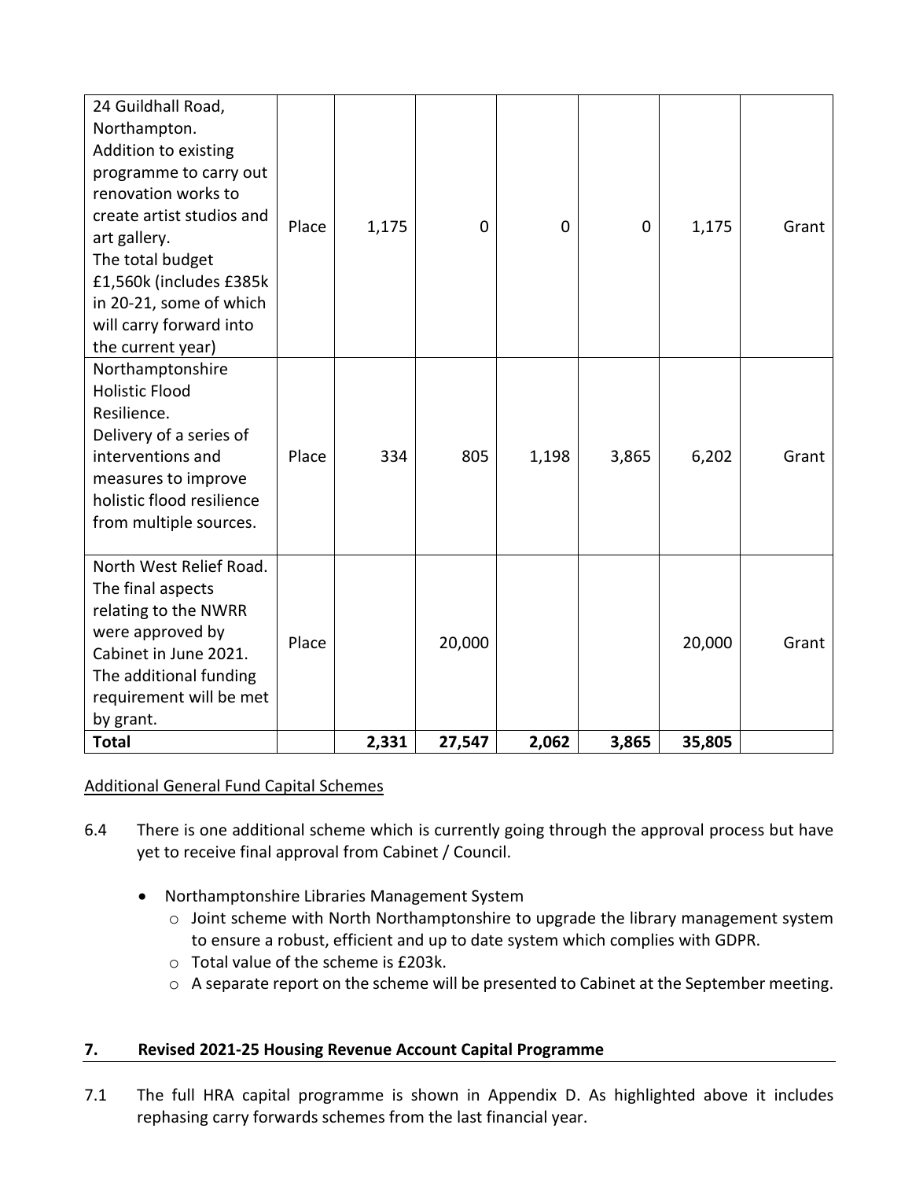| | | | | | | | |
|---|---|---|---|---|---|---|---|
| 24 Guildhall Road, Northampton. Addition to existing programme to carry out renovation works to create artist studios and art gallery. The total budget £1,560k (includes £385k in 20-21, some of which will carry forward into the current year) | Place | 1,175 | 0 | 0 | 0 | 1,175 | Grant |
| Northamptonshire Holistic Flood Resilience. Delivery of a series of interventions and measures to improve holistic flood resilience from multiple sources. | Place | 334 | 805 | 1,198 | 3,865 | 6,202 | Grant |
| North West Relief Road. The final aspects relating to the NWRR were approved by Cabinet in June 2021. The additional funding requirement will be met by grant. | Place | | 20,000 | | | 20,000 | Grant |
| **Total** | | **2,331** | **27,547** | **2,062** | **3,865** | **35,805** | |

Additional General Fund Capital Schemes

6.4 There is one additional scheme which is currently going through the approval process but have yet to receive final approval from Cabinet / Council.

- Northamptonshire Libraries Management System
  - Joint scheme with North Northamptonshire to upgrade the library management system to ensure a robust, efficient and up to date system which complies with GDPR.
  - Total value of the scheme is £203k.
  - A separate report on the scheme will be presented to Cabinet at the September meeting.

## 7. Revised 2021-25 Housing Revenue Account Capital Programme

7.1 The full HRA capital programme is shown in Appendix D. As highlighted above it includes rephasing carry forwards schemes from the last financial year.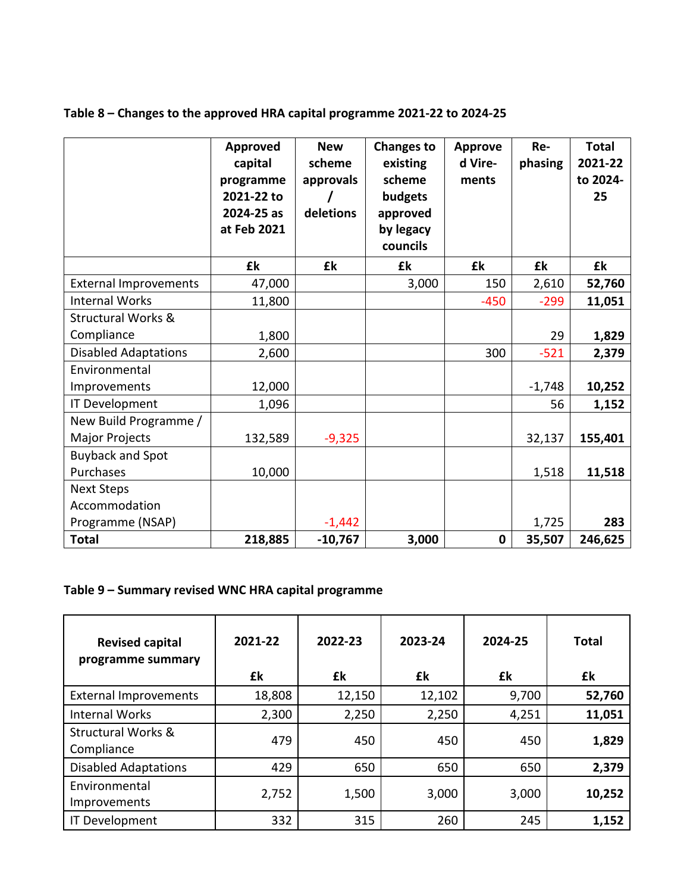**Table 8 – Changes to the approved HRA capital programme 2021-22 to 2024-25**

| | Approved capital programme 2021-22 to 2024-25 as at Feb 2021 | New scheme approvals / deletions | Changes to existing scheme budgets approved by legacy councils | Approved Vire-ments | Re-phasing | Total 2021-22 to 2024-25 |
|---|---|---|---|---|---|---|
| | £k | £k | £k | £k | £k | £k |
| External Improvements | 47,000 | | 3,000 | 150 | 2,610 | **52,760** |
| Internal Works | 11,800 | | | -450 | -299 | **11,051** |
| Structural Works & Compliance | 1,800 | | | | 29 | **1,829** |
| Disabled Adaptations | 2,600 | | | 300 | -521 | **2,379** |
| Environmental Improvements | 12,000 | | | | -1,748 | **10,252** |
| IT Development | 1,096 | | | | 56 | **1,152** |
| New Build Programme / Major Projects | 132,589 | -9,325 | | | 32,137 | **155,401** |
| Buyback and Spot Purchases | 10,000 | | | | 1,518 | **11,518** |
| Next Steps Accommodation Programme (NSAP) | | -1,442 | | | 1,725 | **283** |
| **Total** | **218,885** | **-10,767** | **3,000** | **0** | **35,507** | **246,625** |

**Table 9 – Summary revised WNC HRA capital programme**

| Revised capital programme summary | 2021-22 | 2022-23 | 2023-24 | 2024-25 | Total |
|---|---|---|---|---|---|
| | £k | £k | £k | £k | £k |
| External Improvements | 18,808 | 12,150 | 12,102 | 9,700 | **52,760** |
| Internal Works | 2,300 | 2,250 | 2,250 | 4,251 | **11,051** |
| Structural Works & Compliance | 479 | 450 | 450 | 450 | **1,829** |
| Disabled Adaptations | 429 | 650 | 650 | 650 | **2,379** |
| Environmental Improvements | 2,752 | 1,500 | 3,000 | 3,000 | **10,252** |
| IT Development | 332 | 315 | 260 | 245 | **1,152** |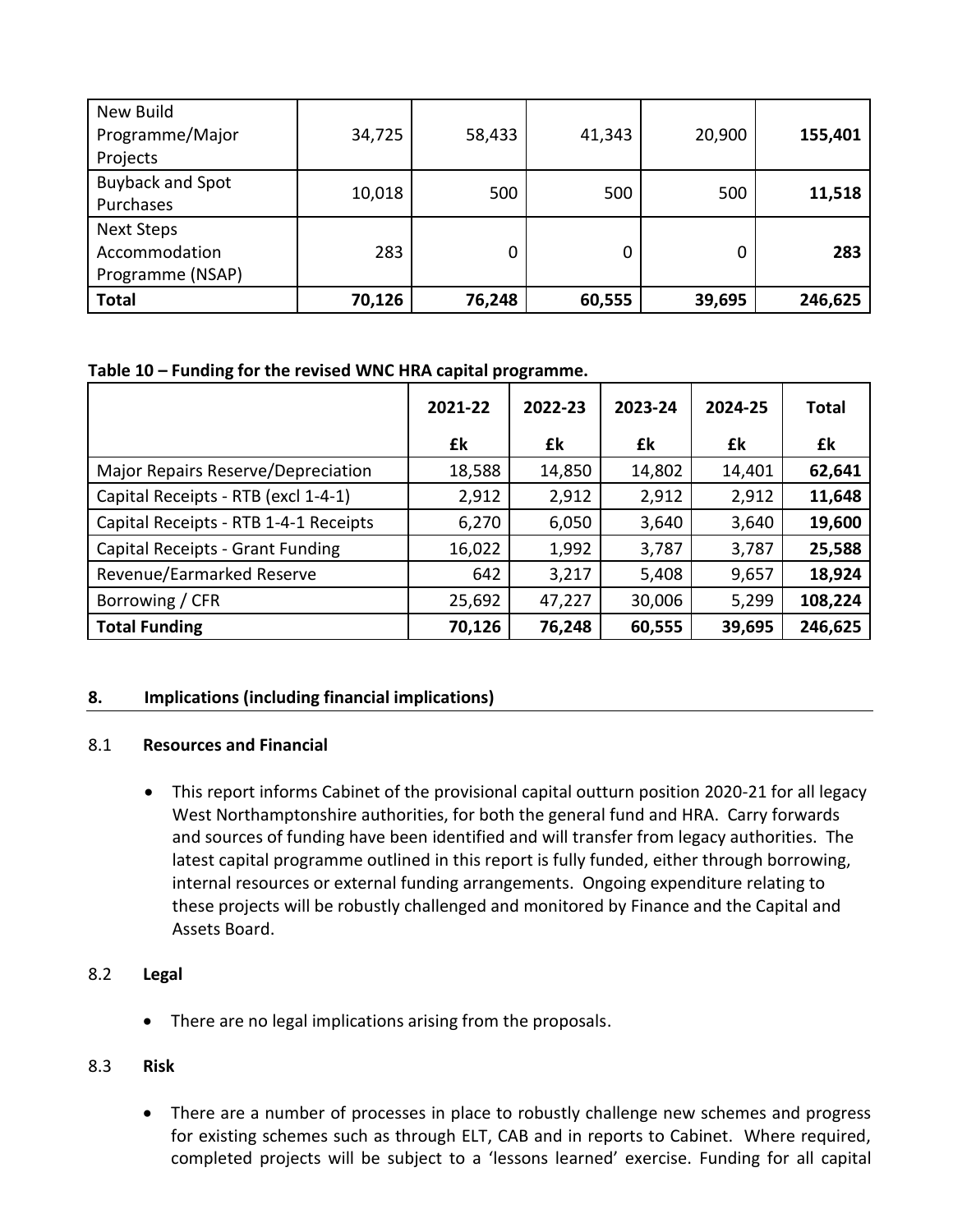| New Build Programme/Major Projects | 34,725 | 58,433 | 41,343 | 20,900 | **155,401** |
|---|---|---|---|---|---|
| Buyback and Spot Purchases | 10,018 | 500 | 500 | 500 | **11,518** |
| Next Steps Accommodation Programme (NSAP) | 283 | 0 | 0 | 0 | **283** |
| **Total** | **70,126** | **76,248** | **60,555** | **39,695** | **246,625** |

**Table 10 – Funding for the revised WNC HRA capital programme.**

| | 2021-22<br>£k | 2022-23<br>£k | 2023-24<br>£k | 2024-25<br>£k | Total<br>£k |
|---|---|---|---|---|---|
| Major Repairs Reserve/Depreciation | 18,588 | 14,850 | 14,802 | 14,401 | **62,641** |
| Capital Receipts - RTB (excl 1-4-1) | 2,912 | 2,912 | 2,912 | 2,912 | **11,648** |
| Capital Receipts - RTB 1-4-1 Receipts | 6,270 | 6,050 | 3,640 | 3,640 | **19,600** |
| Capital Receipts - Grant Funding | 16,022 | 1,992 | 3,787 | 3,787 | **25,588** |
| Revenue/Earmarked Reserve | 642 | 3,217 | 5,408 | 9,657 | **18,924** |
| Borrowing / CFR | 25,692 | 47,227 | 30,006 | 5,299 | **108,224** |
| **Total Funding** | **70,126** | **76,248** | **60,555** | **39,695** | **246,625** |

## 8. Implications (including financial implications)

### 8.1 Resources and Financial

- This report informs Cabinet of the provisional capital outturn position 2020-21 for all legacy West Northamptonshire authorities, for both the general fund and HRA. Carry forwards and sources of funding have been identified and will transfer from legacy authorities. The latest capital programme outlined in this report is fully funded, either through borrowing, internal resources or external funding arrangements. Ongoing expenditure relating to these projects will be robustly challenged and monitored by Finance and the Capital and Assets Board.

### 8.2 Legal

- There are no legal implications arising from the proposals.

### 8.3 Risk

- There are a number of processes in place to robustly challenge new schemes and progress for existing schemes such as through ELT, CAB and in reports to Cabinet. Where required, completed projects will be subject to a 'lessons learned' exercise. Funding for all capital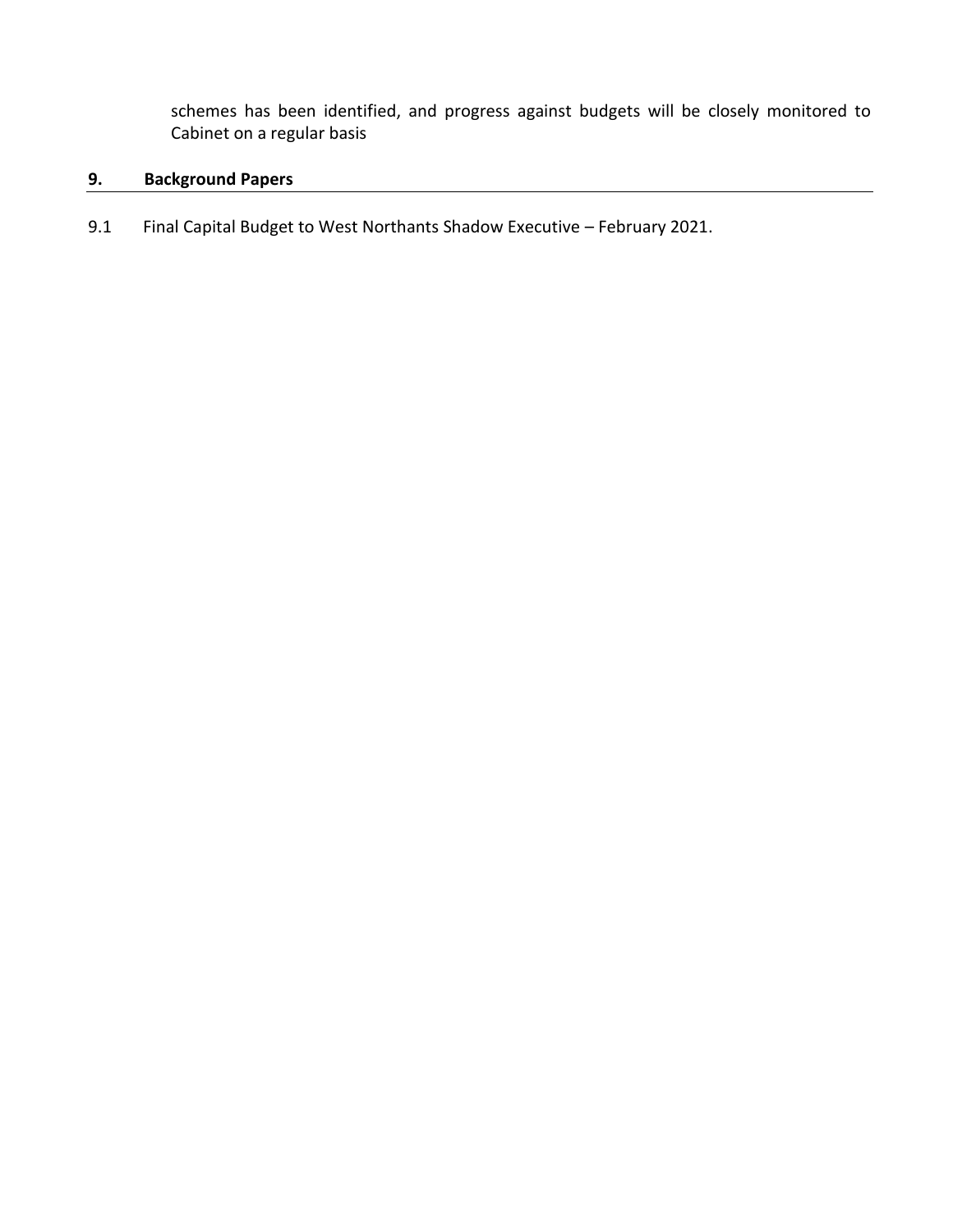schemes has been identified, and progress against budgets will be closely monitored to Cabinet on a regular basis

## 9. Background Papers

9.1 Final Capital Budget to West Northants Shadow Executive – February 2021.